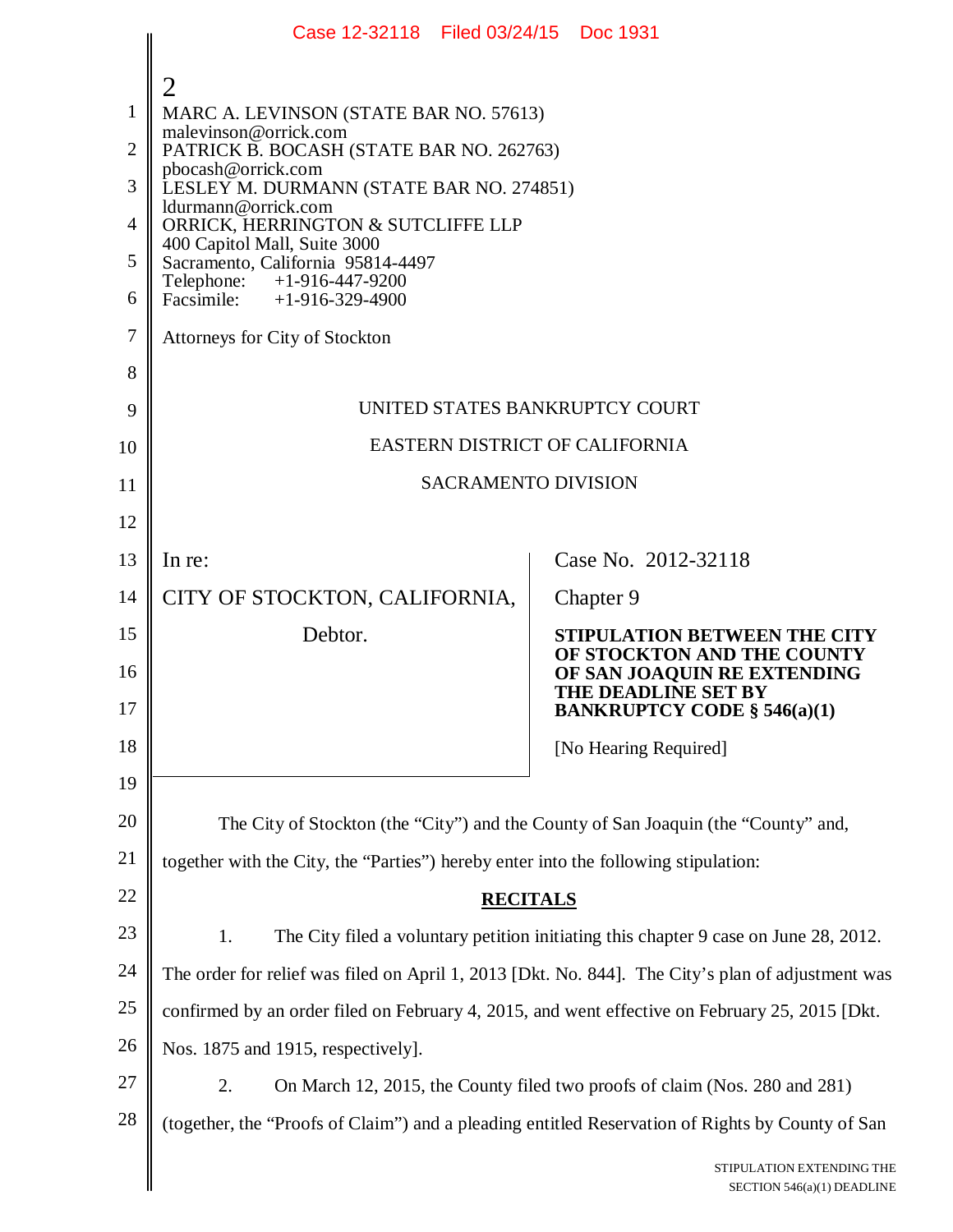MARC A. LEVINSON (STATE BAR NO. 57613)
malevinson@orrick.com
PATRICK B. BOCASH (STATE BAR NO. 262763)
pbocash@orrick.com
LESLEY M. DURMANN (STATE BAR NO. 274851)
ldurmann@orrick.com
ORRICK, HERRINGTON & SUTCLIFFE LLP
400 Capitol Mall, Suite 3000
Sacramento, California 95814-4497
Telephone: +1-916-447-9200
Facsimile: +1-916-329-4900

Attorneys for City of Stockton

UNITED STATES BANKRUPTCY COURT

EASTERN DISTRICT OF CALIFORNIA

SACRAMENTO DIVISION

| | |
|---|---|
| In re:<br><br>CITY OF STOCKTON, CALIFORNIA,<br><br>Debtor. | Case No. 2012-32118<br><br>Chapter 9<br><br>**STIPULATION BETWEEN THE CITY OF STOCKTON AND THE COUNTY OF SAN JOAQUIN RE EXTENDING THE DEADLINE SET BY BANKRUPTCY CODE § 546(a)(1)**<br><br>[No Hearing Required] |

The City of Stockton (the "City") and the County of San Joaquin (the "County" and, together with the City, the "Parties") hereby enter into the following stipulation:

## RECITALS

1. The City filed a voluntary petition initiating this chapter 9 case on June 28, 2012. The order for relief was filed on April 1, 2013 [Dkt. No. 844]. The City's plan of adjustment was confirmed by an order filed on February 4, 2015, and went effective on February 25, 2015 [Dkt. Nos. 1875 and 1915, respectively].

2. On March 12, 2015, the County filed two proofs of claim (Nos. 280 and 281) (together, the "Proofs of Claim") and a pleading entitled Reservation of Rights by County of San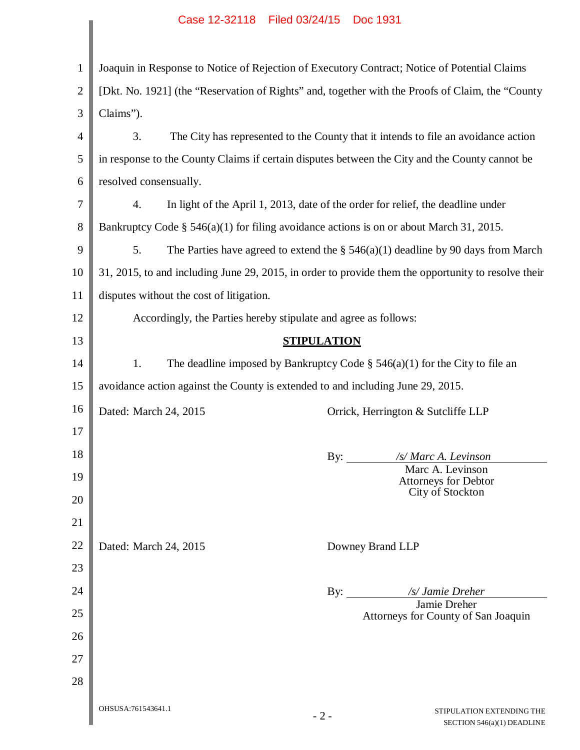Joaquin in Response to Notice of Rejection of Executory Contract; Notice of Potential Claims [Dkt. No. 1921] (the "Reservation of Rights" and, together with the Proofs of Claim, the "County Claims").

3. The City has represented to the County that it intends to file an avoidance action in response to the County Claims if certain disputes between the City and the County cannot be resolved consensually.

4. In light of the April 1, 2013, date of the order for relief, the deadline under Bankruptcy Code § 546(a)(1) for filing avoidance actions is on or about March 31, 2015.

5. The Parties have agreed to extend the § 546(a)(1) deadline by 90 days from March 31, 2015, to and including June 29, 2015, in order to provide them the opportunity to resolve their disputes without the cost of litigation.

Accordingly, the Parties hereby stipulate and agree as follows:

**STIPULATION**

1. The deadline imposed by Bankruptcy Code § 546(a)(1) for the City to file an avoidance action against the County is extended to and including June 29, 2015.

Dated: March 24, 2015

Orrick, Herrington & Sutcliffe LLP

By: */s/ Marc A. Levinson*
Marc A. Levinson
Attorneys for Debtor
City of Stockton

Dated: March 24, 2015

Downey Brand LLP

By: */s/ Jamie Dreher*
Jamie Dreher
Attorneys for County of San Joaquin